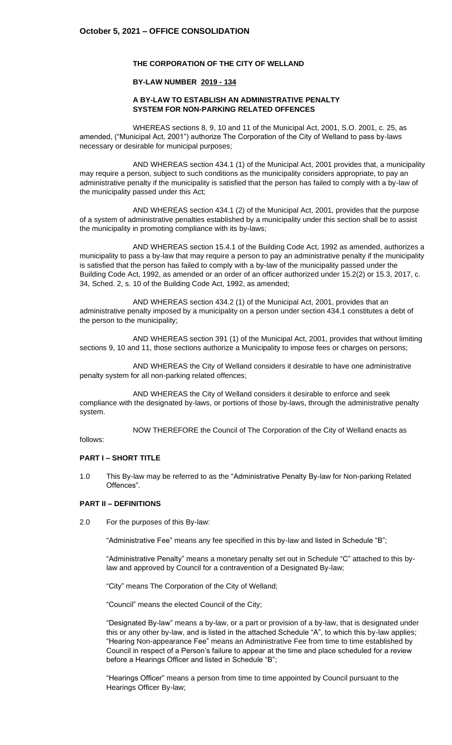**October 5, 2021 – OFFICE CONSOLIDATION**

**THE CORPORATION OF THE CITY OF WELLAND**

**BY-LAW NUMBER 2019 - 134**

**A BY-LAW TO ESTABLISH AN ADMINISTRATIVE PENALTY SYSTEM FOR NON-PARKING RELATED OFFENCES**

WHEREAS sections 8, 9, 10 and 11 of the Municipal Act, 2001, S.O. 2001, c. 25, as amended, ("Municipal Act, 2001") authorize The Corporation of the City of Welland to pass by-laws necessary or desirable for municipal purposes;

AND WHEREAS section 434.1 (1) of the Municipal Act, 2001 provides that, a municipality may require a person, subject to such conditions as the municipality considers appropriate, to pay an administrative penalty if the municipality is satisfied that the person has failed to comply with a by-law of the municipality passed under this Act;

AND WHEREAS section 434.1 (2) of the Municipal Act, 2001, provides that the purpose of a system of administrative penalties established by a municipality under this section shall be to assist the municipality in promoting compliance with its by-laws;

AND WHEREAS section 15.4.1 of the Building Code Act, 1992 as amended, authorizes a municipality to pass a by-law that may require a person to pay an administrative penalty if the municipality is satisfied that the person has failed to comply with a by-law of the municipality passed under the Building Code Act, 1992, as amended or an order of an officer authorized under 15.2(2) or 15.3, 2017, c. 34, Sched. 2, s. 10 of the Building Code Act, 1992, as amended;

AND WHEREAS section 434.2 (1) of the Municipal Act, 2001, provides that an administrative penalty imposed by a municipality on a person under section 434.1 constitutes a debt of the person to the municipality;

AND WHEREAS section 391 (1) of the Municipal Act, 2001, provides that without limiting sections 9, 10 and 11, those sections authorize a Municipality to impose fees or charges on persons;

AND WHEREAS the City of Welland considers it desirable to have one administrative penalty system for all non-parking related offences;

AND WHEREAS the City of Welland considers it desirable to enforce and seek compliance with the designated by-laws, or portions of those by-laws, through the administrative penalty system.

NOW THEREFORE the Council of The Corporation of the City of Welland enacts as follows:

**PART I – SHORT TITLE**

1.0 This By-law may be referred to as the "Administrative Penalty By-law for Non-parking Related Offences".

**PART II – DEFINITIONS**

2.0 For the purposes of this By-law:

"Administrative Fee" means any fee specified in this by-law and listed in Schedule "B";

"Administrative Penalty" means a monetary penalty set out in Schedule "C" attached to this by-law and approved by Council for a contravention of a Designated By-law;

"City" means The Corporation of the City of Welland;

"Council" means the elected Council of the City;

"Designated By-law" means a by-law, or a part or provision of a by-law, that is designated under this or any other by-law, and is listed in the attached Schedule "A", to which this by-law applies;

"Hearing Non-appearance Fee" means an Administrative Fee from time to time established by Council in respect of a Person's failure to appear at the time and place scheduled for a review before a Hearings Officer and listed in Schedule "B";

"Hearings Officer" means a person from time to time appointed by Council pursuant to the Hearings Officer By-law;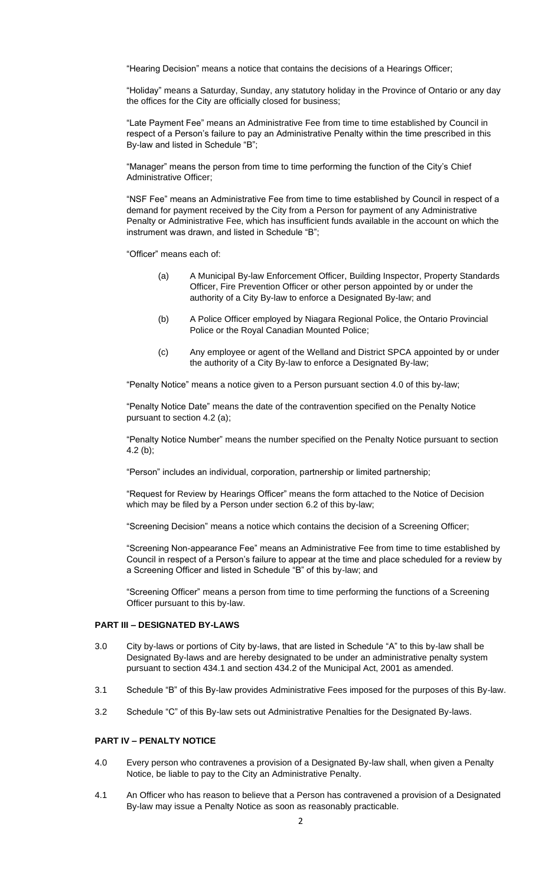"Hearing Decision" means a notice that contains the decisions of a Hearings Officer;

"Holiday" means a Saturday, Sunday, any statutory holiday in the Province of Ontario or any day the offices for the City are officially closed for business;

"Late Payment Fee" means an Administrative Fee from time to time established by Council in respect of a Person's failure to pay an Administrative Penalty within the time prescribed in this By-law and listed in Schedule "B";

"Manager" means the person from time to time performing the function of the City's Chief Administrative Officer;

"NSF Fee" means an Administrative Fee from time to time established by Council in respect of a demand for payment received by the City from a Person for payment of any Administrative Penalty or Administrative Fee, which has insufficient funds available in the account on which the instrument was drawn, and listed in Schedule "B";

"Officer" means each of:

(a) A Municipal By-law Enforcement Officer, Building Inspector, Property Standards Officer, Fire Prevention Officer or other person appointed by or under the authority of a City By-law to enforce a Designated By-law; and

(b) A Police Officer employed by Niagara Regional Police, the Ontario Provincial Police or the Royal Canadian Mounted Police;

(c) Any employee or agent of the Welland and District SPCA appointed by or under the authority of a City By-law to enforce a Designated By-law;

"Penalty Notice" means a notice given to a Person pursuant section 4.0 of this by-law;

"Penalty Notice Date" means the date of the contravention specified on the Penalty Notice pursuant to section 4.2 (a);

"Penalty Notice Number" means the number specified on the Penalty Notice pursuant to section 4.2 (b);

"Person" includes an individual, corporation, partnership or limited partnership;

"Request for Review by Hearings Officer" means the form attached to the Notice of Decision which may be filed by a Person under section 6.2 of this by-law;

"Screening Decision" means a notice which contains the decision of a Screening Officer;

"Screening Non-appearance Fee" means an Administrative Fee from time to time established by Council in respect of a Person's failure to appear at the time and place scheduled for a review by a Screening Officer and listed in Schedule "B" of this by-law; and

"Screening Officer" means a person from time to time performing the functions of a Screening Officer pursuant to this by-law.

## PART III – DESIGNATED BY-LAWS

3.0 City by-laws or portions of City by-laws, that are listed in Schedule "A" to this by-law shall be Designated By-laws and are hereby designated to be under an administrative penalty system pursuant to section 434.1 and section 434.2 of the Municipal Act, 2001 as amended.

3.1 Schedule "B" of this By-law provides Administrative Fees imposed for the purposes of this By-law.

3.2 Schedule "C" of this By-law sets out Administrative Penalties for the Designated By-laws.

## PART IV – PENALTY NOTICE

4.0 Every person who contravenes a provision of a Designated By-law shall, when given a Penalty Notice, be liable to pay to the City an Administrative Penalty.

4.1 An Officer who has reason to believe that a Person has contravened a provision of a Designated By-law may issue a Penalty Notice as soon as reasonably practicable.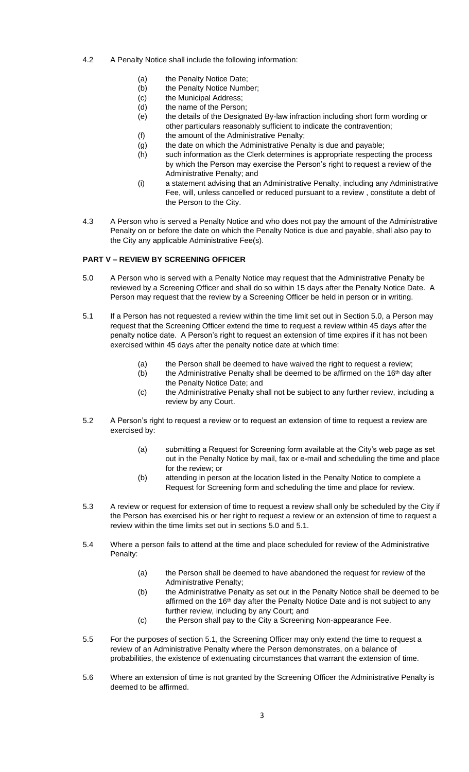4.2 A Penalty Notice shall include the following information:

(a) the Penalty Notice Date;
(b) the Penalty Notice Number;
(c) the Municipal Address;
(d) the name of the Person;
(e) the details of the Designated By-law infraction including short form wording or other particulars reasonably sufficient to indicate the contravention;
(f) the amount of the Administrative Penalty;
(g) the date on which the Administrative Penalty is due and payable;
(h) such information as the Clerk determines is appropriate respecting the process by which the Person may exercise the Person's right to request a review of the Administrative Penalty; and
(i) a statement advising that an Administrative Penalty, including any Administrative Fee, will, unless cancelled or reduced pursuant to a review , constitute a debt of the Person to the City.

4.3 A Person who is served a Penalty Notice and who does not pay the amount of the Administrative Penalty on or before the date on which the Penalty Notice is due and payable, shall also pay to the City any applicable Administrative Fee(s).

## PART V – REVIEW BY SCREENING OFFICER

5.0 A Person who is served with a Penalty Notice may request that the Administrative Penalty be reviewed by a Screening Officer and shall do so within 15 days after the Penalty Notice Date. A Person may request that the review by a Screening Officer be held in person or in writing.

5.1 If a Person has not requested a review within the time limit set out in Section 5.0, a Person may request that the Screening Officer extend the time to request a review within 45 days after the penalty notice date. A Person's right to request an extension of time expires if it has not been exercised within 45 days after the penalty notice date at which time:

(a) the Person shall be deemed to have waived the right to request a review;
(b) the Administrative Penalty shall be deemed to be affirmed on the 16th day after the Penalty Notice Date; and
(c) the Administrative Penalty shall not be subject to any further review, including a review by any Court.

5.2 A Person's right to request a review or to request an extension of time to request a review are exercised by:

(a) submitting a Request for Screening form available at the City's web page as set out in the Penalty Notice by mail, fax or e-mail and scheduling the time and place for the review; or
(b) attending in person at the location listed in the Penalty Notice to complete a Request for Screening form and scheduling the time and place for review.

5.3 A review or request for extension of time to request a review shall only be scheduled by the City if the Person has exercised his or her right to request a review or an extension of time to request a review within the time limits set out in sections 5.0 and 5.1.

5.4 Where a person fails to attend at the time and place scheduled for review of the Administrative Penalty:

(a) the Person shall be deemed to have abandoned the request for review of the Administrative Penalty;
(b) the Administrative Penalty as set out in the Penalty Notice shall be deemed to be affirmed on the 16th day after the Penalty Notice Date and is not subject to any further review, including by any Court; and
(c) the Person shall pay to the City a Screening Non-appearance Fee.

5.5 For the purposes of section 5.1, the Screening Officer may only extend the time to request a review of an Administrative Penalty where the Person demonstrates, on a balance of probabilities, the existence of extenuating circumstances that warrant the extension of time.

5.6 Where an extension of time is not granted by the Screening Officer the Administrative Penalty is deemed to be affirmed.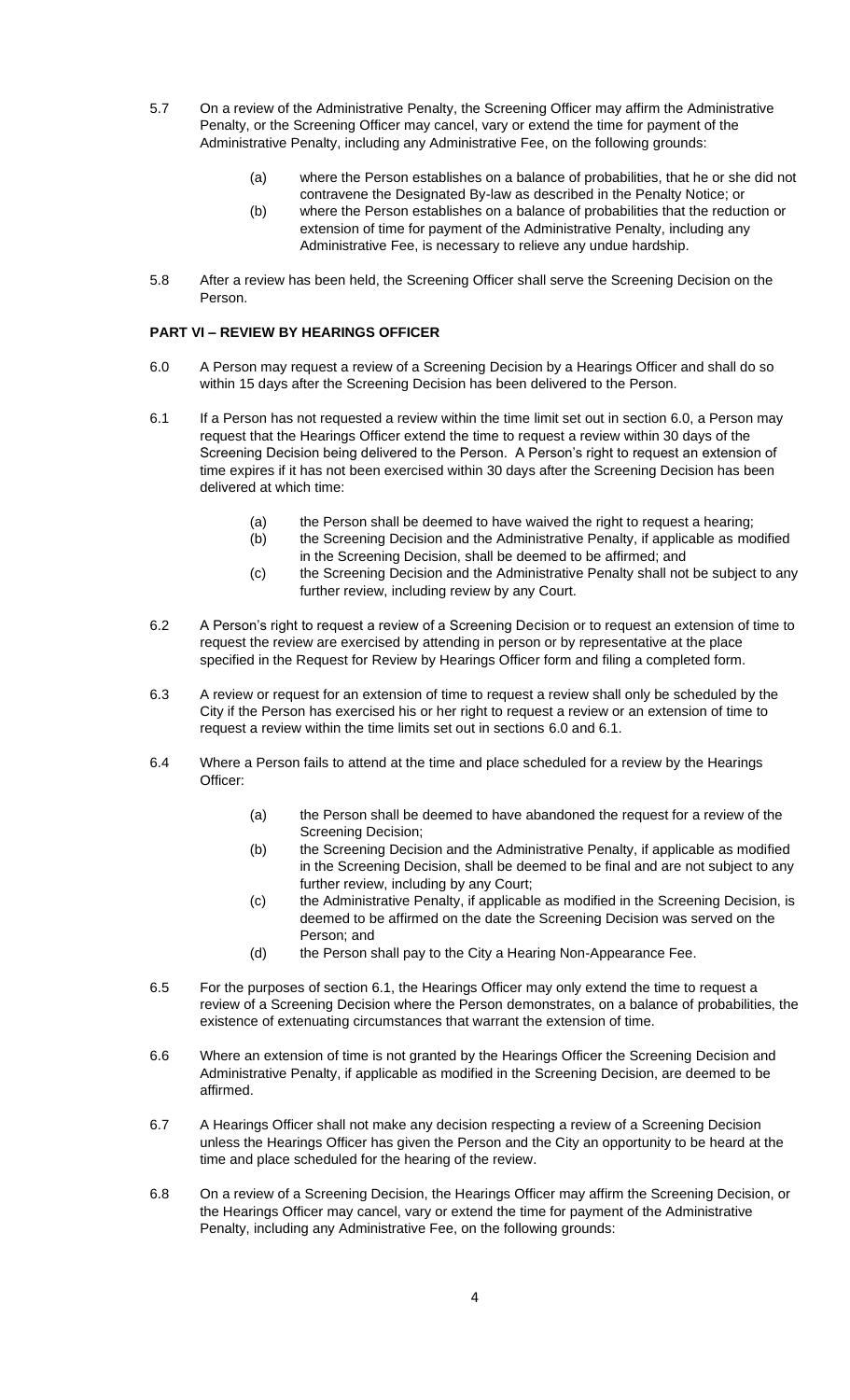5.7 On a review of the Administrative Penalty, the Screening Officer may affirm the Administrative Penalty, or the Screening Officer may cancel, vary or extend the time for payment of the Administrative Penalty, including any Administrative Fee, on the following grounds:

   (a) where the Person establishes on a balance of probabilities, that he or she did not contravene the Designated By-law as described in the Penalty Notice; or
   (b) where the Person establishes on a balance of probabilities that the reduction or extension of time for payment of the Administrative Penalty, including any Administrative Fee, is necessary to relieve any undue hardship.

5.8 After a review has been held, the Screening Officer shall serve the Screening Decision on the Person.

**PART VI – REVIEW BY HEARINGS OFFICER**

6.0 A Person may request a review of a Screening Decision by a Hearings Officer and shall do so within 15 days after the Screening Decision has been delivered to the Person.

6.1 If a Person has not requested a review within the time limit set out in section 6.0, a Person may request that the Hearings Officer extend the time to request a review within 30 days of the Screening Decision being delivered to the Person. A Person's right to request an extension of time expires if it has not been exercised within 30 days after the Screening Decision has been delivered at which time:

   (a) the Person shall be deemed to have waived the right to request a hearing;
   (b) the Screening Decision and the Administrative Penalty, if applicable as modified in the Screening Decision, shall be deemed to be affirmed; and
   (c) the Screening Decision and the Administrative Penalty shall not be subject to any further review, including review by any Court.

6.2 A Person's right to request a review of a Screening Decision or to request an extension of time to request the review are exercised by attending in person or by representative at the place specified in the Request for Review by Hearings Officer form and filing a completed form.

6.3 A review or request for an extension of time to request a review shall only be scheduled by the City if the Person has exercised his or her right to request a review or an extension of time to request a review within the time limits set out in sections 6.0 and 6.1.

6.4 Where a Person fails to attend at the time and place scheduled for a review by the Hearings Officer:

   (a) the Person shall be deemed to have abandoned the request for a review of the Screening Decision;
   (b) the Screening Decision and the Administrative Penalty, if applicable as modified in the Screening Decision, shall be deemed to be final and are not subject to any further review, including by any Court;
   (c) the Administrative Penalty, if applicable as modified in the Screening Decision, is deemed to be affirmed on the date the Screening Decision was served on the Person; and
   (d) the Person shall pay to the City a Hearing Non-Appearance Fee.

6.5 For the purposes of section 6.1, the Hearings Officer may only extend the time to request a review of a Screening Decision where the Person demonstrates, on a balance of probabilities, the existence of extenuating circumstances that warrant the extension of time.

6.6 Where an extension of time is not granted by the Hearings Officer the Screening Decision and Administrative Penalty, if applicable as modified in the Screening Decision, are deemed to be affirmed.

6.7 A Hearings Officer shall not make any decision respecting a review of a Screening Decision unless the Hearings Officer has given the Person and the City an opportunity to be heard at the time and place scheduled for the hearing of the review.

6.8 On a review of a Screening Decision, the Hearings Officer may affirm the Screening Decision, or the Hearings Officer may cancel, vary or extend the time for payment of the Administrative Penalty, including any Administrative Fee, on the following grounds: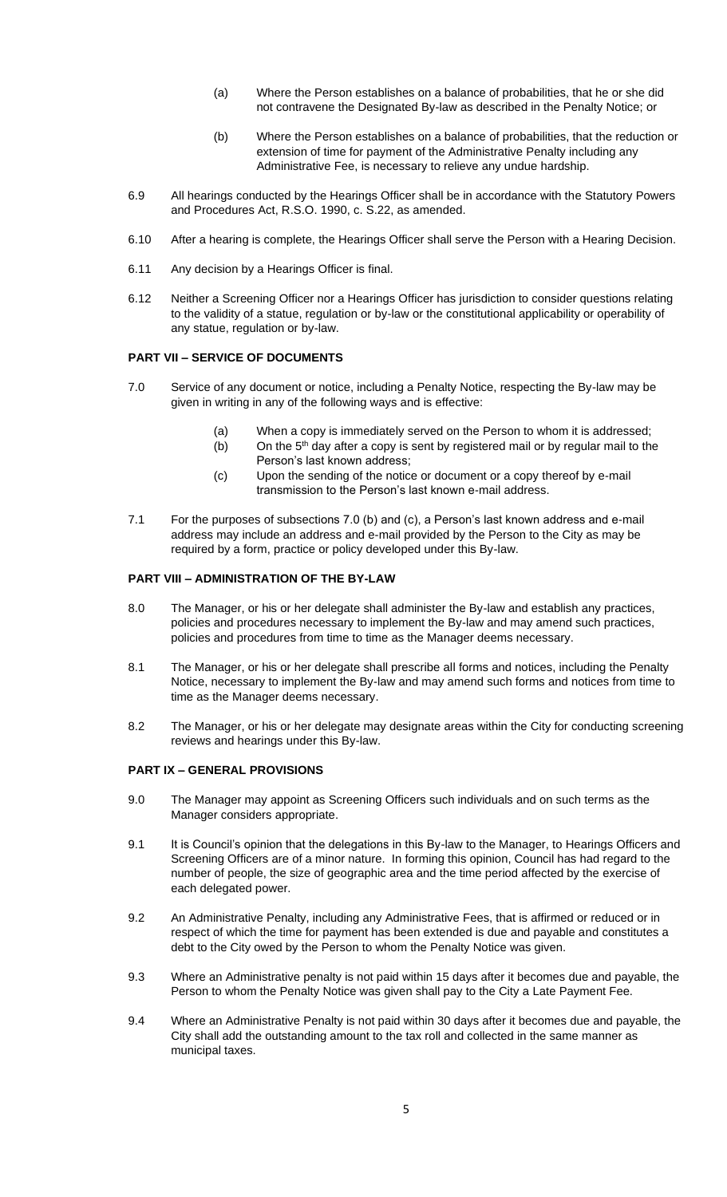(a) Where the Person establishes on a balance of probabilities, that he or she did not contravene the Designated By-law as described in the Penalty Notice; or

(b) Where the Person establishes on a balance of probabilities, that the reduction or extension of time for payment of the Administrative Penalty including any Administrative Fee, is necessary to relieve any undue hardship.

6.9 All hearings conducted by the Hearings Officer shall be in accordance with the Statutory Powers and Procedures Act, R.S.O. 1990, c. S.22, as amended.

6.10 After a hearing is complete, the Hearings Officer shall serve the Person with a Hearing Decision.

6.11 Any decision by a Hearings Officer is final.

6.12 Neither a Screening Officer nor a Hearings Officer has jurisdiction to consider questions relating to the validity of a statue, regulation or by-law or the constitutional applicability or operability of any statue, regulation or by-law.

**PART VII – SERVICE OF DOCUMENTS**

7.0 Service of any document or notice, including a Penalty Notice, respecting the By-law may be given in writing in any of the following ways and is effective:

(a) When a copy is immediately served on the Person to whom it is addressed;
(b) On the 5th day after a copy is sent by registered mail or by regular mail to the Person's last known address;
(c) Upon the sending of the notice or document or a copy thereof by e-mail transmission to the Person's last known e-mail address.

7.1 For the purposes of subsections 7.0 (b) and (c), a Person's last known address and e-mail address may include an address and e-mail provided by the Person to the City as may be required by a form, practice or policy developed under this By-law.

**PART VIII – ADMINISTRATION OF THE BY-LAW**

8.0 The Manager, or his or her delegate shall administer the By-law and establish any practices, policies and procedures necessary to implement the By-law and may amend such practices, policies and procedures from time to time as the Manager deems necessary.

8.1 The Manager, or his or her delegate shall prescribe all forms and notices, including the Penalty Notice, necessary to implement the By-law and may amend such forms and notices from time to time as the Manager deems necessary.

8.2 The Manager, or his or her delegate may designate areas within the City for conducting screening reviews and hearings under this By-law.

**PART IX – GENERAL PROVISIONS**

9.0 The Manager may appoint as Screening Officers such individuals and on such terms as the Manager considers appropriate.

9.1 It is Council's opinion that the delegations in this By-law to the Manager, to Hearings Officers and Screening Officers are of a minor nature. In forming this opinion, Council has had regard to the number of people, the size of geographic area and the time period affected by the exercise of each delegated power.

9.2 An Administrative Penalty, including any Administrative Fees, that is affirmed or reduced or in respect of which the time for payment has been extended is due and payable and constitutes a debt to the City owed by the Person to whom the Penalty Notice was given.

9.3 Where an Administrative penalty is not paid within 15 days after it becomes due and payable, the Person to whom the Penalty Notice was given shall pay to the City a Late Payment Fee.

9.4 Where an Administrative Penalty is not paid within 30 days after it becomes due and payable, the City shall add the outstanding amount to the tax roll and collected in the same manner as municipal taxes.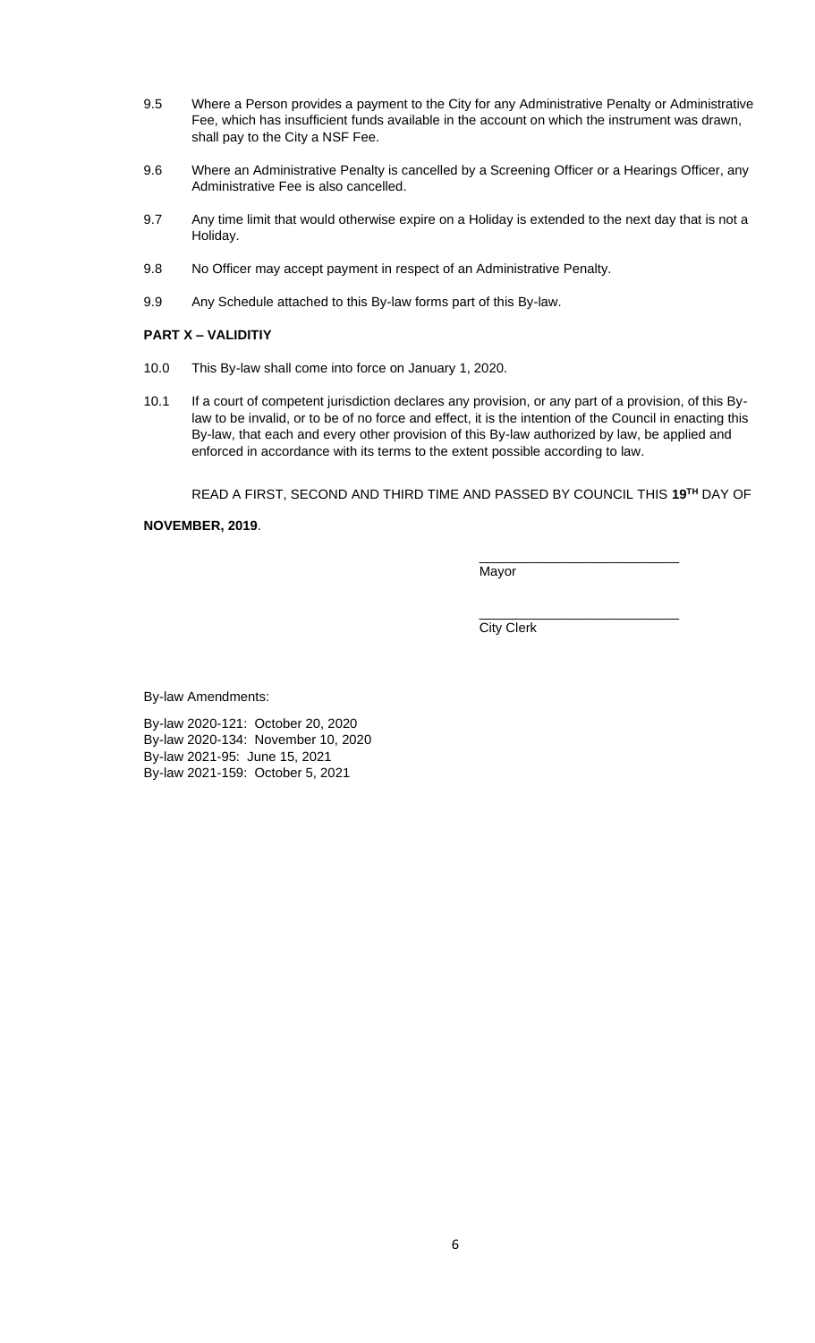9.5 Where a Person provides a payment to the City for any Administrative Penalty or Administrative Fee, which has insufficient funds available in the account on which the instrument was drawn, shall pay to the City a NSF Fee.

9.6 Where an Administrative Penalty is cancelled by a Screening Officer or a Hearings Officer, any Administrative Fee is also cancelled.

9.7 Any time limit that would otherwise expire on a Holiday is extended to the next day that is not a Holiday.

9.8 No Officer may accept payment in respect of an Administrative Penalty.

9.9 Any Schedule attached to this By-law forms part of this By-law.

**PART X – VALIDITIY**

10.0 This By-law shall come into force on January 1, 2020.

10.1 If a court of competent jurisdiction declares any provision, or any part of a provision, of this By-law to be invalid, or to be of no force and effect, it is the intention of the Council in enacting this By-law, that each and every other provision of this By-law authorized by law, be applied and enforced in accordance with its terms to the extent possible according to law.

READ A FIRST, SECOND AND THIRD TIME AND PASSED BY COUNCIL THIS **19TH** DAY OF **NOVEMBER, 2019**.

\_\_\_\_\_\_\_\_\_\_\_\_\_\_\_\_\_\_\_\_\_\_\_\_\_\_\_
Mayor

\_\_\_\_\_\_\_\_\_\_\_\_\_\_\_\_\_\_\_\_\_\_\_\_\_\_\_
City Clerk

By-law Amendments:

By-law 2020-121: October 20, 2020
By-law 2020-134: November 10, 2020
By-law 2021-95: June 15, 2021
By-law 2021-159: October 5, 2021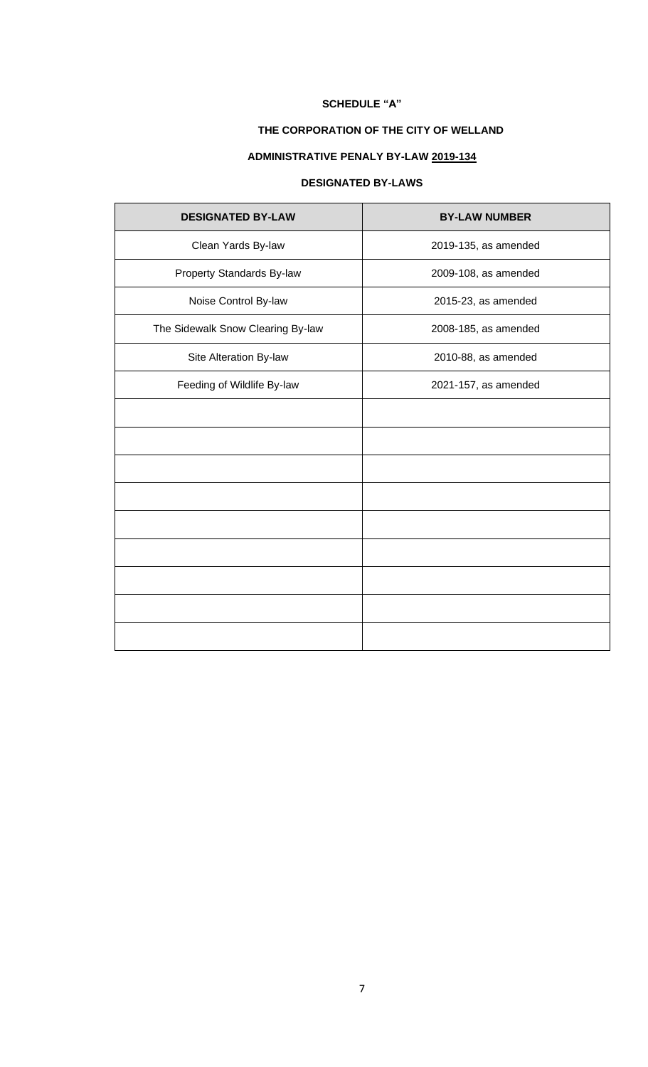**SCHEDULE "A"**

**THE CORPORATION OF THE CITY OF WELLAND**

**ADMINISTRATIVE PENALY BY-LAW 2019-134**

**DESIGNATED BY-LAWS**

| DESIGNATED BY-LAW | BY-LAW NUMBER |
|---|---|
| Clean Yards By-law | 2019-135, as amended |
| Property Standards By-law | 2009-108, as amended |
| Noise Control By-law | 2015-23, as amended |
| The Sidewalk Snow Clearing By-law | 2008-185, as amended |
| Site Alteration By-law | 2010-88, as amended |
| Feeding of Wildlife By-law | 2021-157, as amended |
| | |
| | |
| | |
| | |
| | |
| | |
| | |
| | |
| | |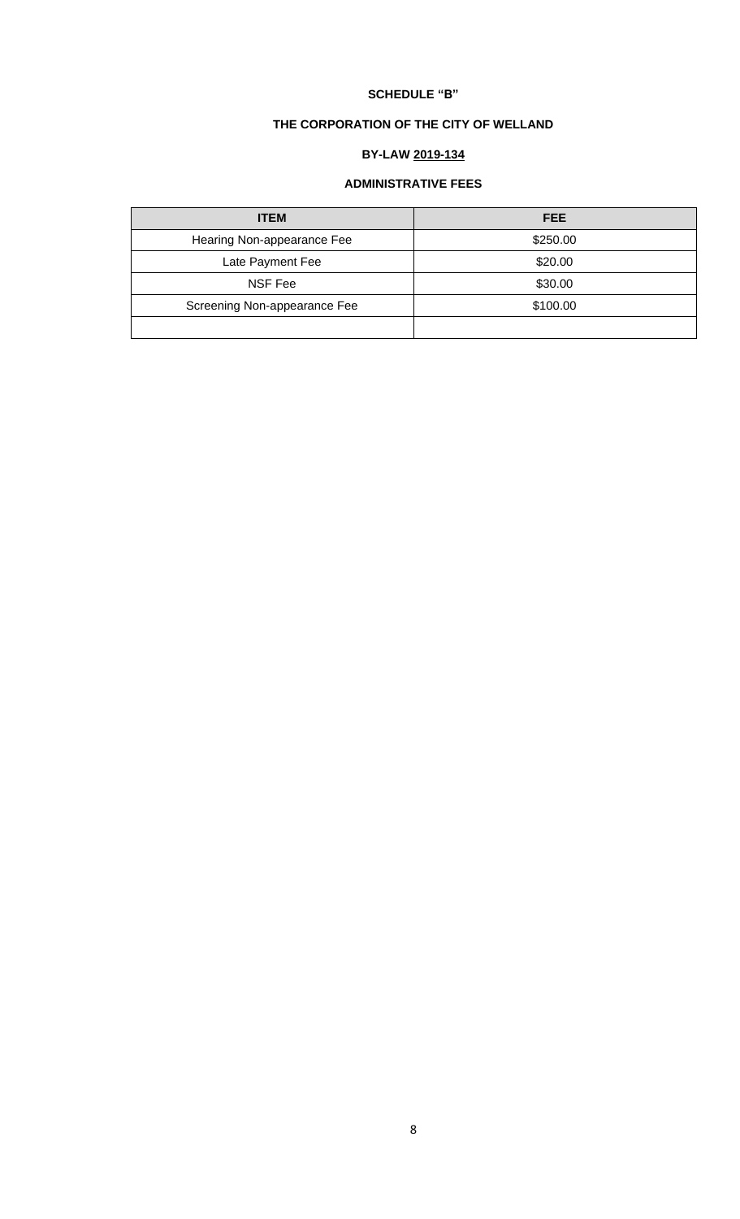**SCHEDULE "B"**

**THE CORPORATION OF THE CITY OF WELLAND**

**BY-LAW 2019-134**

**ADMINISTRATIVE FEES**

| ITEM | FEE |
|---|---|
| Hearing Non-appearance Fee | $250.00 |
| Late Payment Fee | $20.00 |
| NSF Fee | $30.00 |
| Screening Non-appearance Fee | $100.00 |
| | |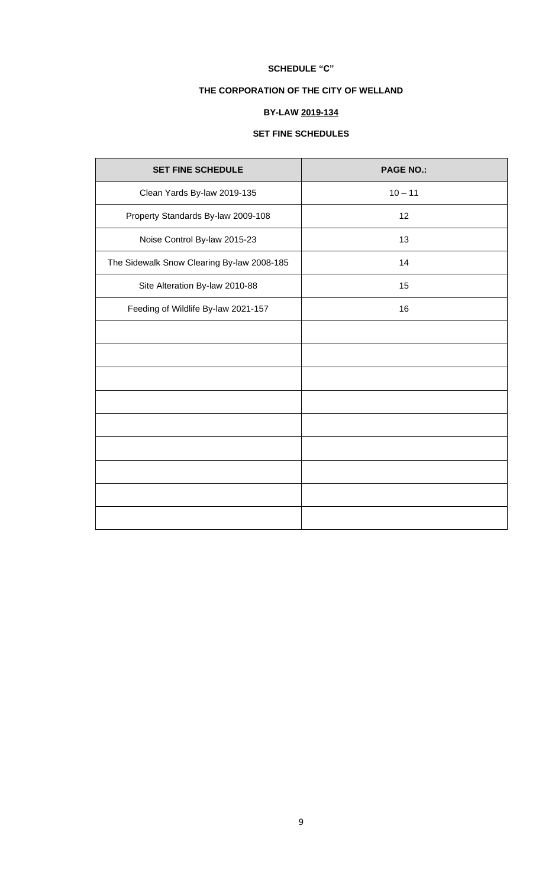**SCHEDULE "C"**

**THE CORPORATION OF THE CITY OF WELLAND**

**BY-LAW 2019-134**

**SET FINE SCHEDULES**

| SET FINE SCHEDULE | PAGE NO.: |
|---|---|
| Clean Yards By-law 2019-135 | 10 – 11 |
| Property Standards By-law 2009-108 | 12 |
| Noise Control By-law 2015-23 | 13 |
| The Sidewalk Snow Clearing By-law 2008-185 | 14 |
| Site Alteration By-law 2010-88 | 15 |
| Feeding of Wildlife By-law 2021-157 | 16 |
| | |
| | |
| | |
| | |
| | |
| | |
| | |
| | |
| | |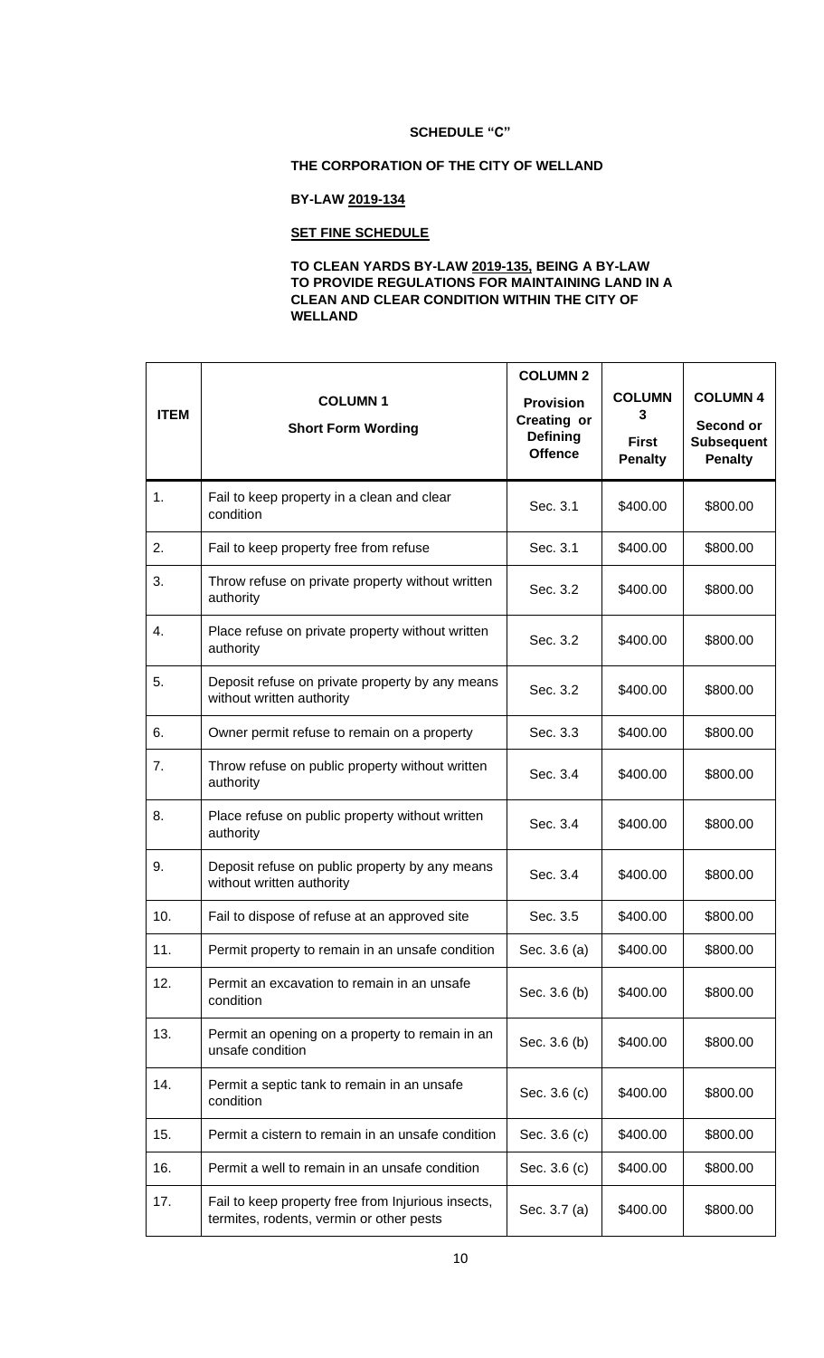**SCHEDULE "C"**

**THE CORPORATION OF THE CITY OF WELLAND**

**BY-LAW 2019-134**

**SET FINE SCHEDULE**

**TO CLEAN YARDS BY-LAW 2019-135, BEING A BY-LAW TO PROVIDE REGULATIONS FOR MAINTAINING LAND IN A CLEAN AND CLEAR CONDITION WITHIN THE CITY OF WELLAND**

| ITEM | COLUMN 1 Short Form Wording | COLUMN 2 Provision Creating or Defining Offence | COLUMN 3 First Penalty | COLUMN 4 Second or Subsequent Penalty |
|---|---|---|---|---|
| 1. | Fail to keep property in a clean and clear condition | Sec. 3.1 | $400.00 | $800.00 |
| 2. | Fail to keep property free from refuse | Sec. 3.1 | $400.00 | $800.00 |
| 3. | Throw refuse on private property without written authority | Sec. 3.2 | $400.00 | $800.00 |
| 4. | Place refuse on private property without written authority | Sec. 3.2 | $400.00 | $800.00 |
| 5. | Deposit refuse on private property by any means without written authority | Sec. 3.2 | $400.00 | $800.00 |
| 6. | Owner permit refuse to remain on a property | Sec. 3.3 | $400.00 | $800.00 |
| 7. | Throw refuse on public property without written authority | Sec. 3.4 | $400.00 | $800.00 |
| 8. | Place refuse on public property without written authority | Sec. 3.4 | $400.00 | $800.00 |
| 9. | Deposit refuse on public property by any means without written authority | Sec. 3.4 | $400.00 | $800.00 |
| 10. | Fail to dispose of refuse at an approved site | Sec. 3.5 | $400.00 | $800.00 |
| 11. | Permit property to remain in an unsafe condition | Sec. 3.6 (a) | $400.00 | $800.00 |
| 12. | Permit an excavation to remain in an unsafe condition | Sec. 3.6 (b) | $400.00 | $800.00 |
| 13. | Permit an opening on a property to remain in an unsafe condition | Sec. 3.6 (b) | $400.00 | $800.00 |
| 14. | Permit a septic tank to remain in an unsafe condition | Sec. 3.6 (c) | $400.00 | $800.00 |
| 15. | Permit a cistern to remain in an unsafe condition | Sec. 3.6 (c) | $400.00 | $800.00 |
| 16. | Permit a well to remain in an unsafe condition | Sec. 3.6 (c) | $400.00 | $800.00 |
| 17. | Fail to keep property free from Injurious insects, termites, rodents, vermin or other pests | Sec. 3.7 (a) | $400.00 | $800.00 |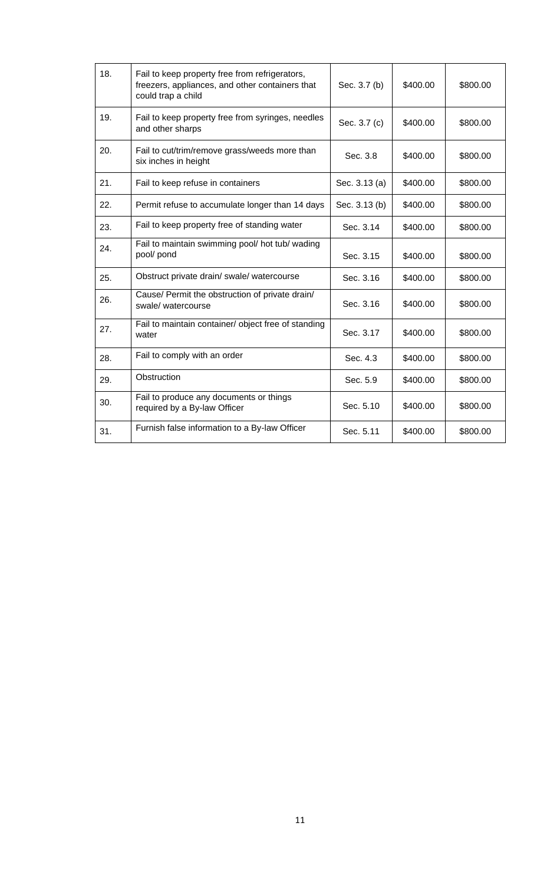| 18. | Fail to keep property free from refrigerators, freezers, appliances, and other containers that could trap a child | Sec. 3.7 (b) | $400.00 | $800.00 |
|---|---|---|---|---|
| 19. | Fail to keep property free from syringes, needles and other sharps | Sec. 3.7 (c) | $400.00 | $800.00 |
| 20. | Fail to cut/trim/remove grass/weeds more than six inches in height | Sec. 3.8 | $400.00 | $800.00 |
| 21. | Fail to keep refuse in containers | Sec. 3.13 (a) | $400.00 | $800.00 |
| 22. | Permit refuse to accumulate longer than 14 days | Sec. 3.13 (b) | $400.00 | $800.00 |
| 23. | Fail to keep property free of standing water | Sec. 3.14 | $400.00 | $800.00 |
| 24. | Fail to maintain swimming pool/ hot tub/ wading pool/ pond | Sec. 3.15 | $400.00 | $800.00 |
| 25. | Obstruct private drain/ swale/ watercourse | Sec. 3.16 | $400.00 | $800.00 |
| 26. | Cause/ Permit the obstruction of private drain/ swale/ watercourse | Sec. 3.16 | $400.00 | $800.00 |
| 27. | Fail to maintain container/ object free of standing water | Sec. 3.17 | $400.00 | $800.00 |
| 28. | Fail to comply with an order | Sec. 4.3 | $400.00 | $800.00 |
| 29. | Obstruction | Sec. 5.9 | $400.00 | $800.00 |
| 30. | Fail to produce any documents or things required by a By-law Officer | Sec. 5.10 | $400.00 | $800.00 |
| 31. | Furnish false information to a By-law Officer | Sec. 5.11 | $400.00 | $800.00 |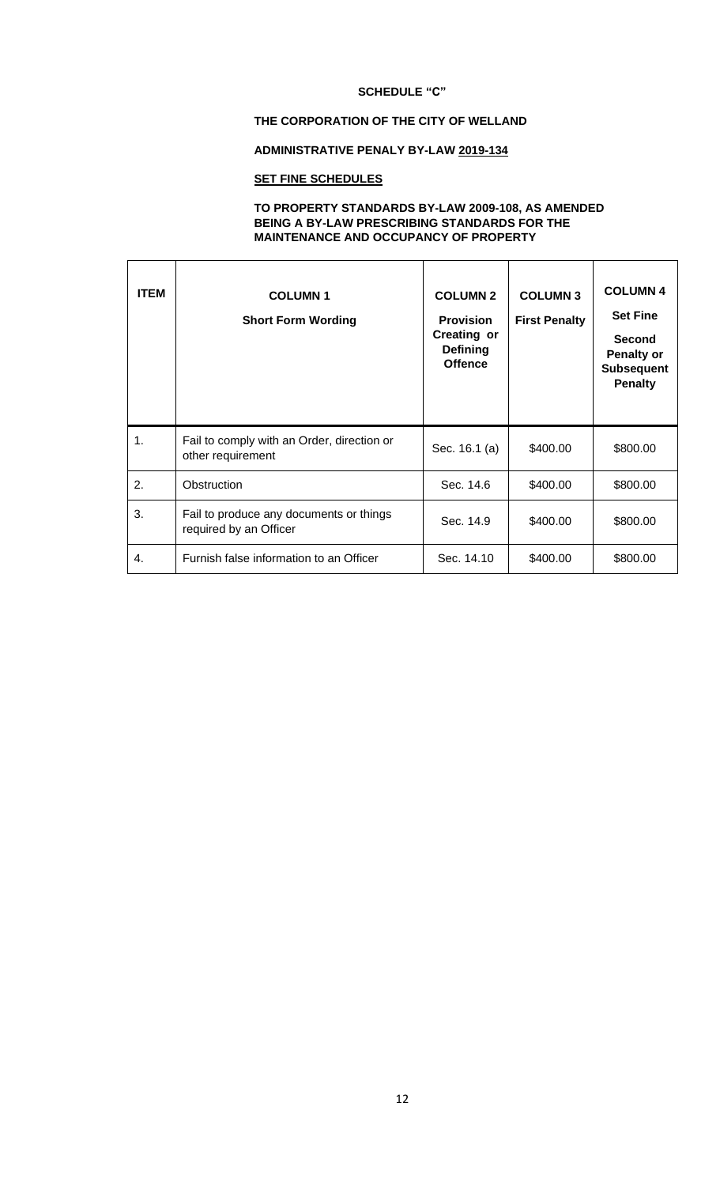**SCHEDULE "C"**

**THE CORPORATION OF THE CITY OF WELLAND**

**ADMINISTRATIVE PENALY BY-LAW 2019-134**

**SET FINE SCHEDULES**

**TO PROPERTY STANDARDS BY-LAW 2009-108, AS AMENDED BEING A BY-LAW PRESCRIBING STANDARDS FOR THE MAINTENANCE AND OCCUPANCY OF PROPERTY**

| ITEM | COLUMN 1<br>Short Form Wording | COLUMN 2<br>Provision Creating or Defining Offence | COLUMN 3<br>First Penalty | COLUMN 4<br>Set Fine<br>Second Penalty or Subsequent Penalty |
|---|---|---|---|---|
| 1. | Fail to comply with an Order, direction or other requirement | Sec. 16.1 (a) | $400.00 | $800.00 |
| 2. | Obstruction | Sec. 14.6 | $400.00 | $800.00 |
| 3. | Fail to produce any documents or things required by an Officer | Sec. 14.9 | $400.00 | $800.00 |
| 4. | Furnish false information to an Officer | Sec. 14.10 | $400.00 | $800.00 |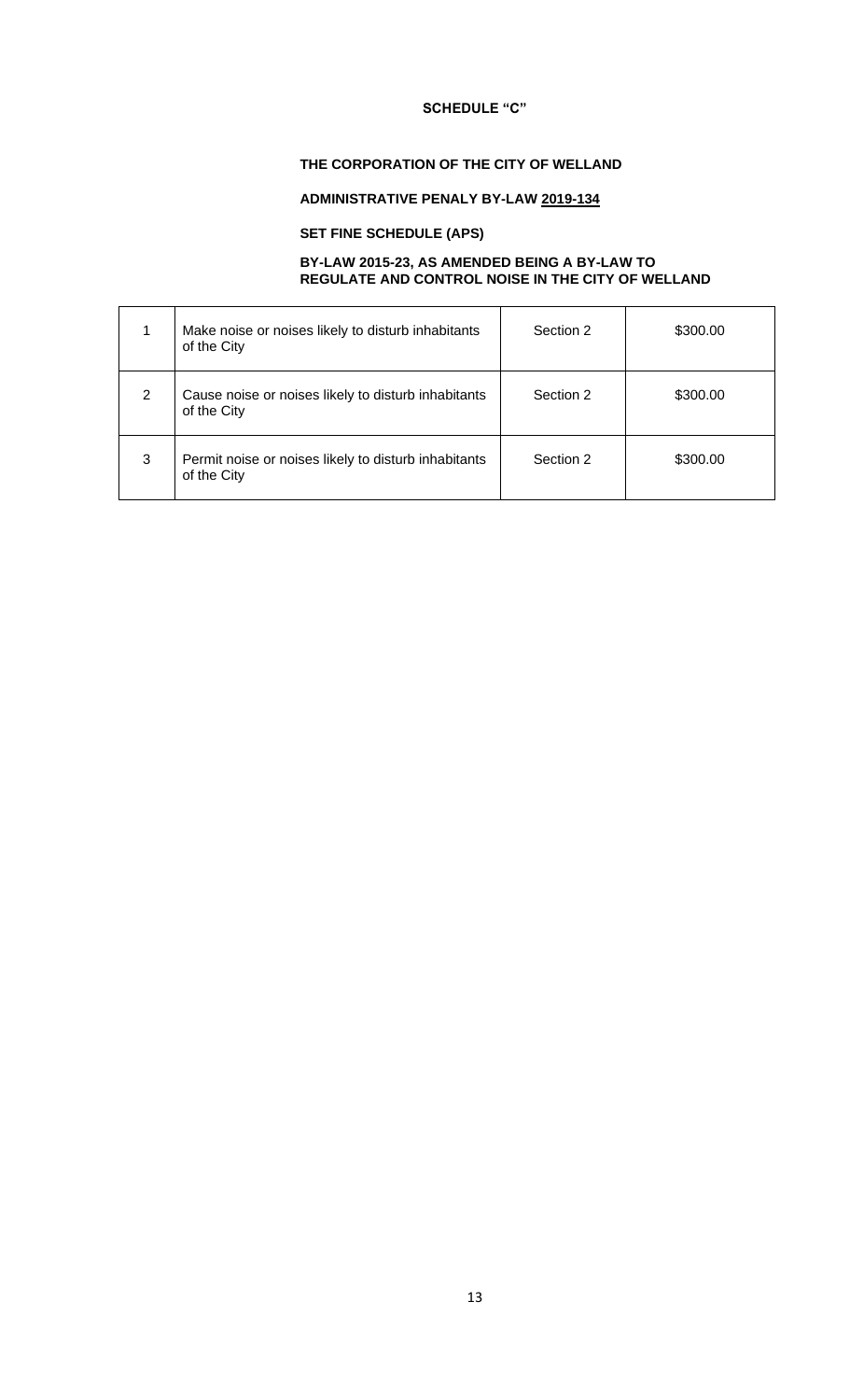**SCHEDULE "C"**

**THE CORPORATION OF THE CITY OF WELLAND**

**ADMINISTRATIVE PENALY BY-LAW 2019-134**

**SET FINE SCHEDULE (APS)**

**BY-LAW 2015-23, AS AMENDED BEING A BY-LAW TO REGULATE AND CONTROL NOISE IN THE CITY OF WELLAND**

| | | | |
|---|---|---|---|
| 1 | Make noise or noises likely to disturb inhabitants of the City | Section 2 | $300.00 |
| 2 | Cause noise or noises likely to disturb inhabitants of the City | Section 2 | $300.00 |
| 3 | Permit noise or noises likely to disturb inhabitants of the City | Section 2 | $300.00 |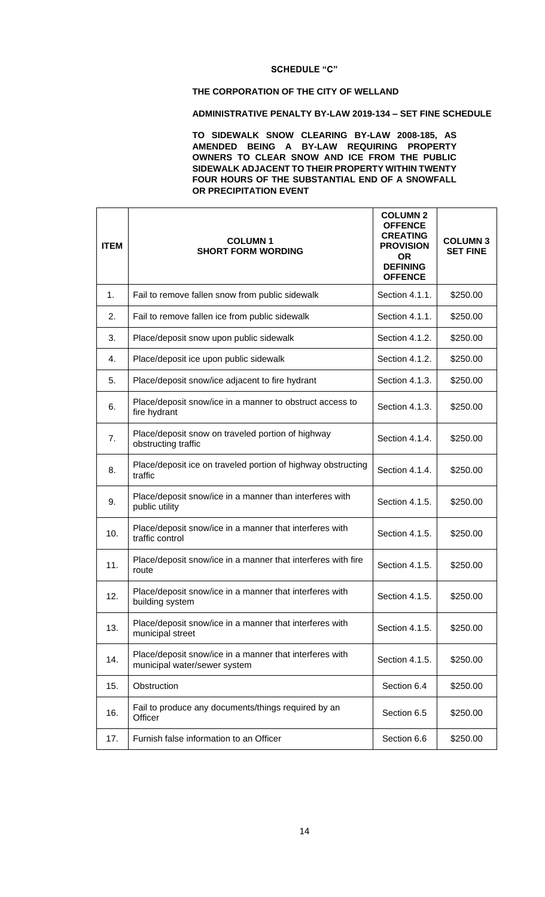**SCHEDULE "C"**

**THE CORPORATION OF THE CITY OF WELLAND**

**ADMINISTRATIVE PENALTY BY-LAW 2019-134 – SET FINE SCHEDULE**

**TO SIDEWALK SNOW CLEARING BY-LAW 2008-185, AS AMENDED BEING A BY-LAW REQUIRING PROPERTY OWNERS TO CLEAR SNOW AND ICE FROM THE PUBLIC SIDEWALK ADJACENT TO THEIR PROPERTY WITHIN TWENTY FOUR HOURS OF THE SUBSTANTIAL END OF A SNOWFALL OR PRECIPITATION EVENT**

| ITEM | COLUMN 1 SHORT FORM WORDING | COLUMN 2 OFFENCE CREATING PROVISION OR DEFINING OFFENCE | COLUMN 3 SET FINE |
|---|---|---|---|
| 1. | Fail to remove fallen snow from public sidewalk | Section 4.1.1. | $250.00 |
| 2. | Fail to remove fallen ice from public sidewalk | Section 4.1.1. | $250.00 |
| 3. | Place/deposit snow upon public sidewalk | Section 4.1.2. | $250.00 |
| 4. | Place/deposit ice upon public sidewalk | Section 4.1.2. | $250.00 |
| 5. | Place/deposit snow/ice adjacent to fire hydrant | Section 4.1.3. | $250.00 |
| 6. | Place/deposit snow/ice in a manner to obstruct access to fire hydrant | Section 4.1.3. | $250.00 |
| 7. | Place/deposit snow on traveled portion of highway obstructing traffic | Section 4.1.4. | $250.00 |
| 8. | Place/deposit ice on traveled portion of highway obstructing traffic | Section 4.1.4. | $250.00 |
| 9. | Place/deposit snow/ice in a manner than interferes with public utility | Section 4.1.5. | $250.00 |
| 10. | Place/deposit snow/ice in a manner that interferes with traffic control | Section 4.1.5. | $250.00 |
| 11. | Place/deposit snow/ice in a manner that interferes with fire route | Section 4.1.5. | $250.00 |
| 12. | Place/deposit snow/ice in a manner that interferes with building system | Section 4.1.5. | $250.00 |
| 13. | Place/deposit snow/ice in a manner that interferes with municipal street | Section 4.1.5. | $250.00 |
| 14. | Place/deposit snow/ice in a manner that interferes with municipal water/sewer system | Section 4.1.5. | $250.00 |
| 15. | Obstruction | Section 6.4 | $250.00 |
| 16. | Fail to produce any documents/things required by an Officer | Section 6.5 | $250.00 |
| 17. | Furnish false information to an Officer | Section 6.6 | $250.00 |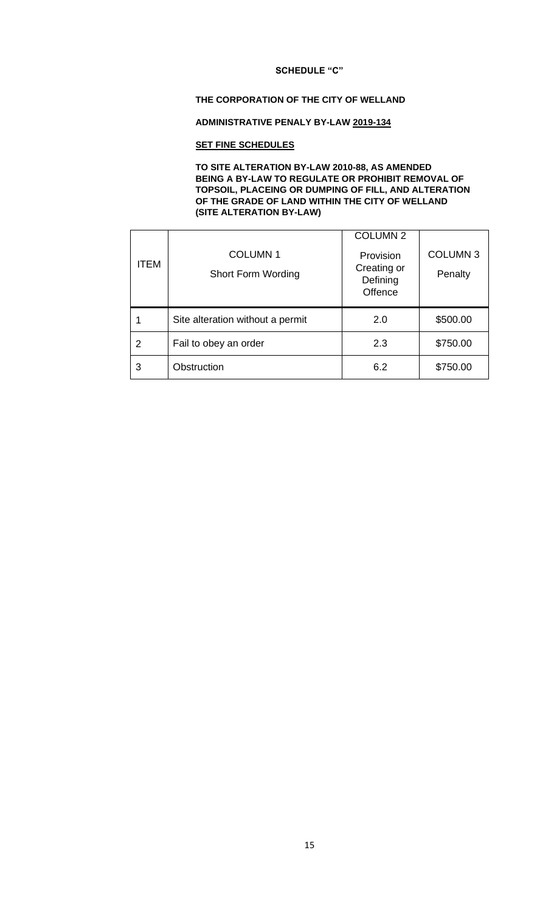**SCHEDULE "C"**

**THE CORPORATION OF THE CITY OF WELLAND**

**ADMINISTRATIVE PENALY BY-LAW <u>2019-134</u>**

**<u>SET FINE SCHEDULES</u>**

**TO SITE ALTERATION BY-LAW 2010-88, AS AMENDED BEING A BY-LAW TO REGULATE OR PROHIBIT REMOVAL OF TOPSOIL, PLACEING OR DUMPING OF FILL, AND ALTERATION OF THE GRADE OF LAND WITHIN THE CITY OF WELLAND (SITE ALTERATION BY-LAW)**

| ITEM | COLUMN 1<br>Short Form Wording | COLUMN 2<br>Provision Creating or Defining Offence | COLUMN 3<br>Penalty |
|---|---|---|---|
| 1 | Site alteration without a permit | 2.0 | $500.00 |
| 2 | Fail to obey an order | 2.3 | $750.00 |
| 3 | Obstruction | 6.2 | $750.00 |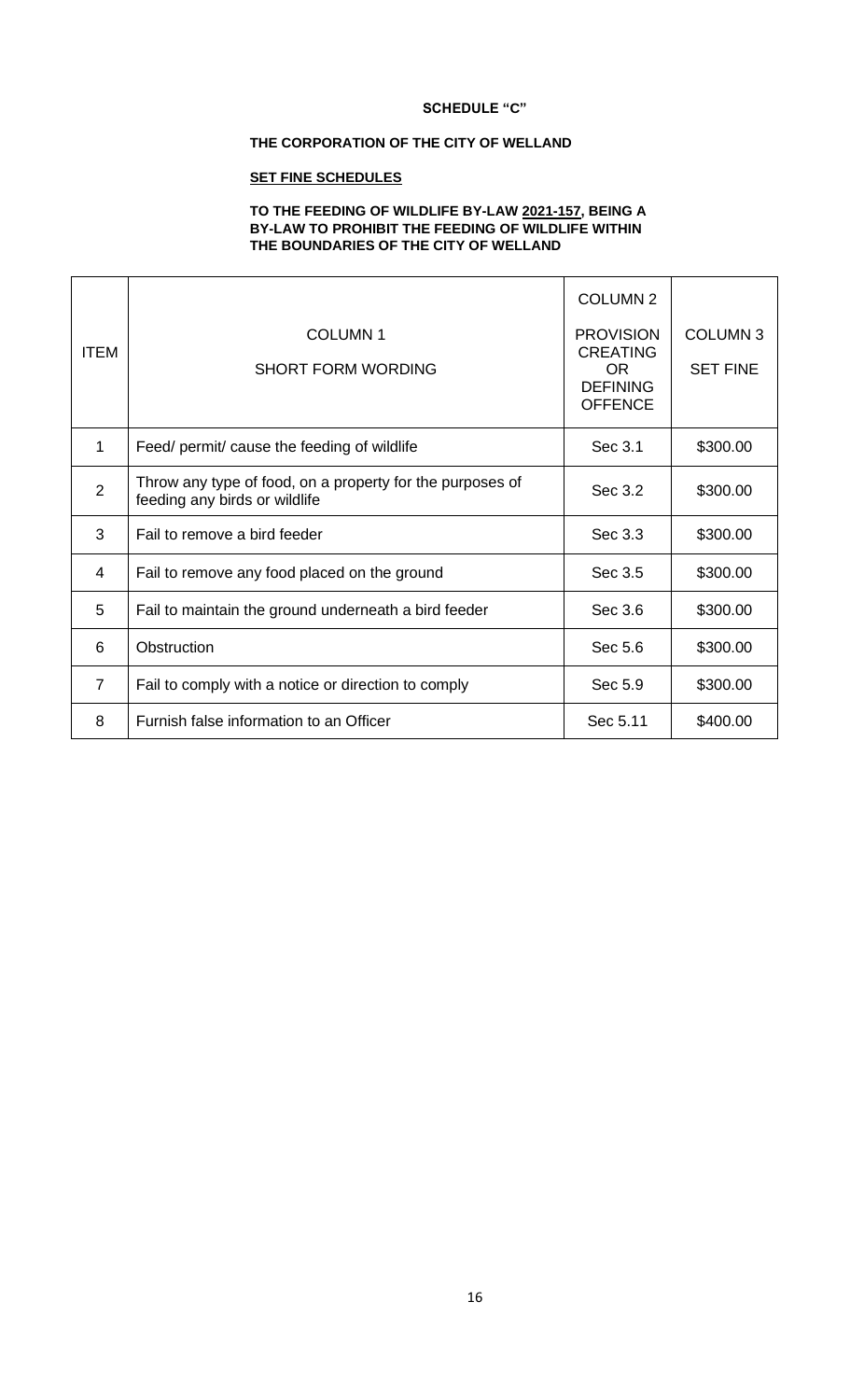**SCHEDULE "C"**

**THE CORPORATION OF THE CITY OF WELLAND**

**<u>SET FINE SCHEDULES</u>**

**TO THE FEEDING OF WILDLIFE BY-LAW <u>2021-157</u>, BEING A BY-LAW TO PROHIBIT THE FEEDING OF WILDLIFE WITHIN THE BOUNDARIES OF THE CITY OF WELLAND**

| ITEM | COLUMN 1<br>SHORT FORM WORDING | COLUMN 2<br>PROVISION CREATING OR DEFINING OFFENCE | COLUMN 3<br>SET FINE |
|---|---|---|---|
| 1 | Feed/ permit/ cause the feeding of wildlife | Sec 3.1 | $300.00 |
| 2 | Throw any type of food, on a property for the purposes of feeding any birds or wildlife | Sec 3.2 | $300.00 |
| 3 | Fail to remove a bird feeder | Sec 3.3 | $300.00 |
| 4 | Fail to remove any food placed on the ground | Sec 3.5 | $300.00 |
| 5 | Fail to maintain the ground underneath a bird feeder | Sec 3.6 | $300.00 |
| 6 | Obstruction | Sec 5.6 | $300.00 |
| 7 | Fail to comply with a notice or direction to comply | Sec 5.9 | $300.00 |
| 8 | Furnish false information to an Officer | Sec 5.11 | $400.00 |